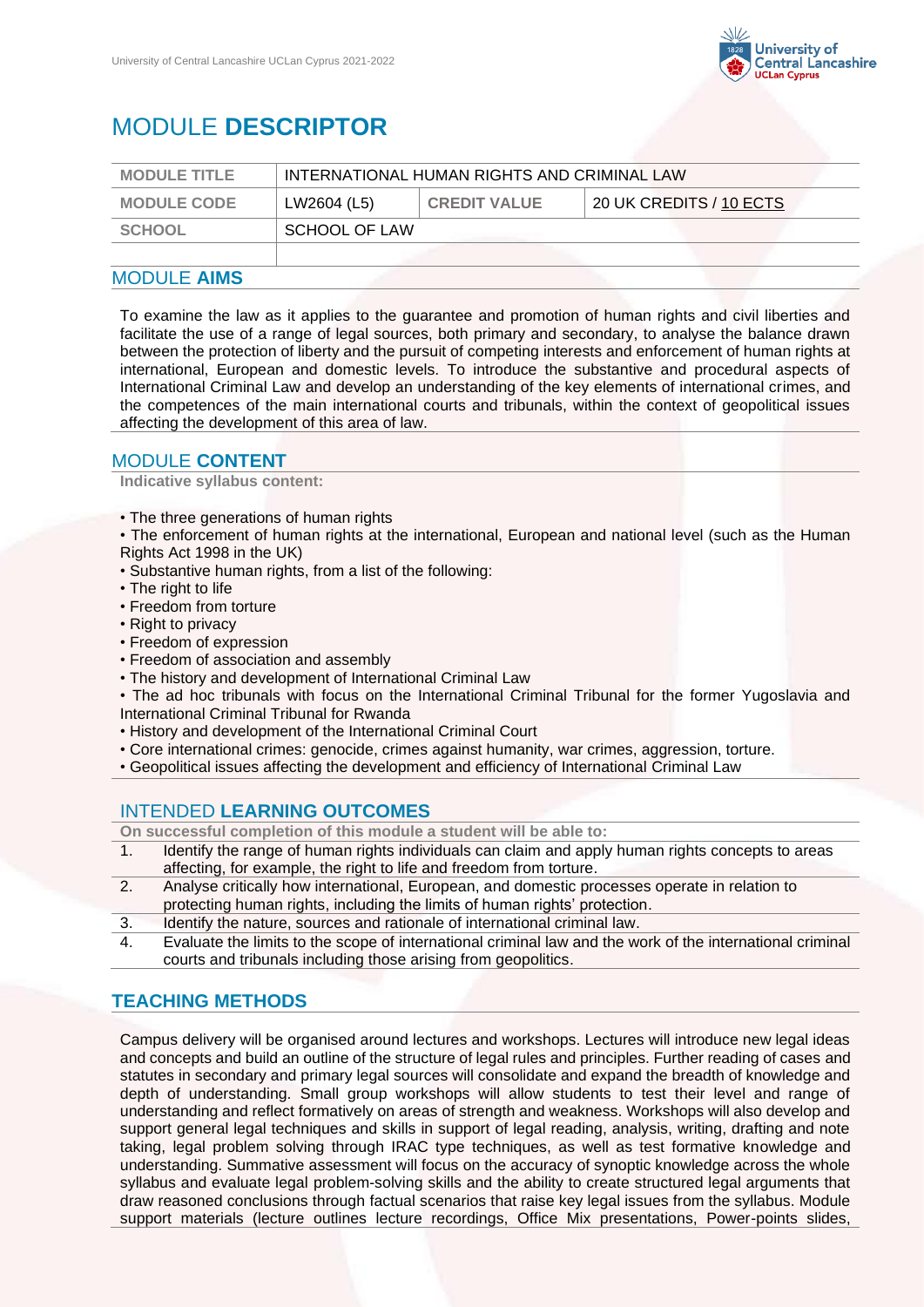# MODULE **DESCRIPTOR**

| MODULE TITLE | INTERNATIONAL HUMAN RIGHTS AND CRIMINAL LAW | | |
|---|---|---|---|
| MODULE CODE | LW2604 (L5) | CREDIT VALUE | 20 UK CREDITS / 10 ECTS |
| SCHOOL | SCHOOL OF LAW | | |
| | | | |

## MODULE **AIMS**

To examine the law as it applies to the guarantee and promotion of human rights and civil liberties and facilitate the use of a range of legal sources, both primary and secondary, to analyse the balance drawn between the protection of liberty and the pursuit of competing interests and enforcement of human rights at international, European and domestic levels. To introduce the substantive and procedural aspects of International Criminal Law and develop an understanding of the key elements of international crimes, and the competences of the main international courts and tribunals, within the context of geopolitical issues affecting the development of this area of law.

## MODULE **CONTENT**

**Indicative syllabus content:**

- The three generations of human rights
- The enforcement of human rights at the international, European and national level (such as the Human Rights Act 1998 in the UK)
- Substantive human rights, from a list of the following:
- The right to life
- Freedom from torture
- Right to privacy
- Freedom of expression
- Freedom of association and assembly
- The history and development of International Criminal Law
- The ad hoc tribunals with focus on the International Criminal Tribunal for the former Yugoslavia and International Criminal Tribunal for Rwanda
- History and development of the International Criminal Court
- Core international crimes: genocide, crimes against humanity, war crimes, aggression, torture.
- Geopolitical issues affecting the development and efficiency of International Criminal Law

## INTENDED **LEARNING OUTCOMES**

**On successful completion of this module a student will be able to:**

1. Identify the range of human rights individuals can claim and apply human rights concepts to areas affecting, for example, the right to life and freedom from torture.
2. Analyse critically how international, European, and domestic processes operate in relation to protecting human rights, including the limits of human rights' protection.
3. Identify the nature, sources and rationale of international criminal law.
4. Evaluate the limits to the scope of international criminal law and the work of the international criminal courts and tribunals including those arising from geopolitics.

## **TEACHING METHODS**

Campus delivery will be organised around lectures and workshops. Lectures will introduce new legal ideas and concepts and build an outline of the structure of legal rules and principles. Further reading of cases and statutes in secondary and primary legal sources will consolidate and expand the breadth of knowledge and depth of understanding. Small group workshops will allow students to test their level and range of understanding and reflect formatively on areas of strength and weakness. Workshops will also develop and support general legal techniques and skills in support of legal reading, analysis, writing, drafting and note taking, legal problem solving through IRAC type techniques, as well as test formative knowledge and understanding. Summative assessment will focus on the accuracy of synoptic knowledge across the whole syllabus and evaluate legal problem-solving skills and the ability to create structured legal arguments that draw reasoned conclusions through factual scenarios that raise key legal issues from the syllabus. Module support materials (lecture outlines lecture recordings, Office Mix presentations, Power-points slides,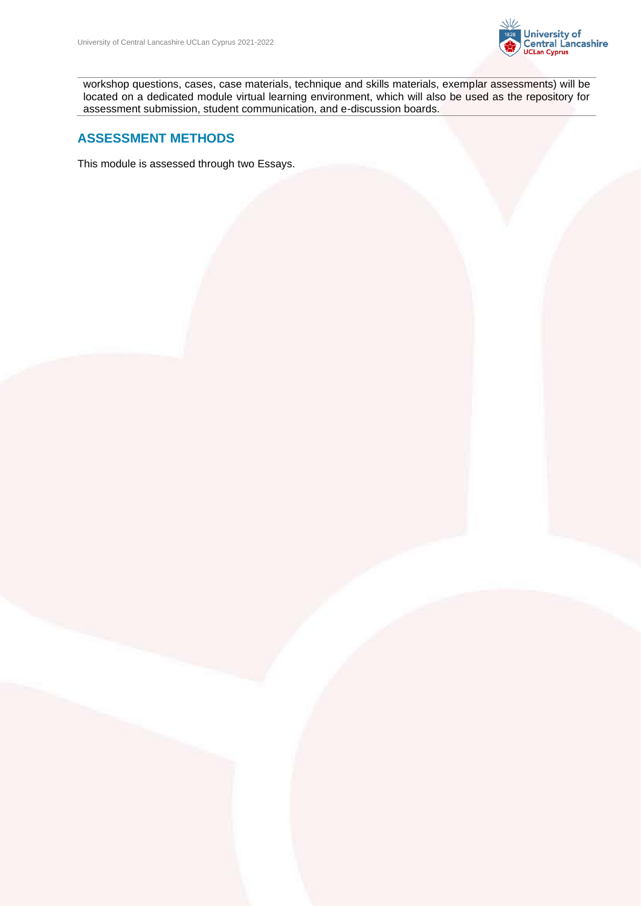workshop questions, cases, case materials, technique and skills materials, exemplar assessments) will be located on a dedicated module virtual learning environment, which will also be used as the repository for assessment submission, student communication, and e-discussion boards.

## ASSESSMENT METHODS

This module is assessed through two Essays.